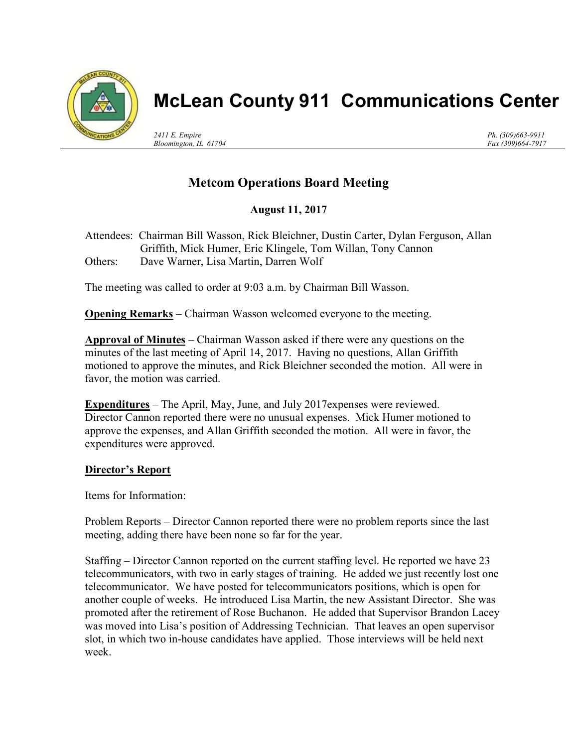# McLean County 911 Communications Center

*2411 E. Empire*
*Bloomington, IL 61704*

*Ph. (309)663-9911*
*Fax (309)664-7917*

## Metcom Operations Board Meeting

**August 11, 2017**

Attendees: Chairman Bill Wasson, Rick Bleichner, Dustin Carter, Dylan Ferguson, Allan Griffith, Mick Humer, Eric Klingele, Tom Willan, Tony Cannon
Others: Dave Warner, Lisa Martin, Darren Wolf

The meeting was called to order at 9:03 a.m. by Chairman Bill Wasson.

**Opening Remarks** – Chairman Wasson welcomed everyone to the meeting.

**Approval of Minutes** – Chairman Wasson asked if there were any questions on the minutes of the last meeting of April 14, 2017. Having no questions, Allan Griffith motioned to approve the minutes, and Rick Bleichner seconded the motion. All were in favor, the motion was carried.

**Expenditures** – The April, May, June, and July 2017expenses were reviewed. Director Cannon reported there were no unusual expenses. Mick Humer motioned to approve the expenses, and Allan Griffith seconded the motion. All were in favor, the expenditures were approved.

**Director's Report**

Items for Information:

Problem Reports – Director Cannon reported there were no problem reports since the last meeting, adding there have been none so far for the year.

Staffing – Director Cannon reported on the current staffing level. He reported we have 23 telecommunicators, with two in early stages of training. He added we just recently lost one telecommunicator. We have posted for telecommunicators positions, which is open for another couple of weeks. He introduced Lisa Martin, the new Assistant Director. She was promoted after the retirement of Rose Buchanon. He added that Supervisor Brandon Lacey was moved into Lisa's position of Addressing Technician. That leaves an open supervisor slot, in which two in-house candidates have applied. Those interviews will be held next week.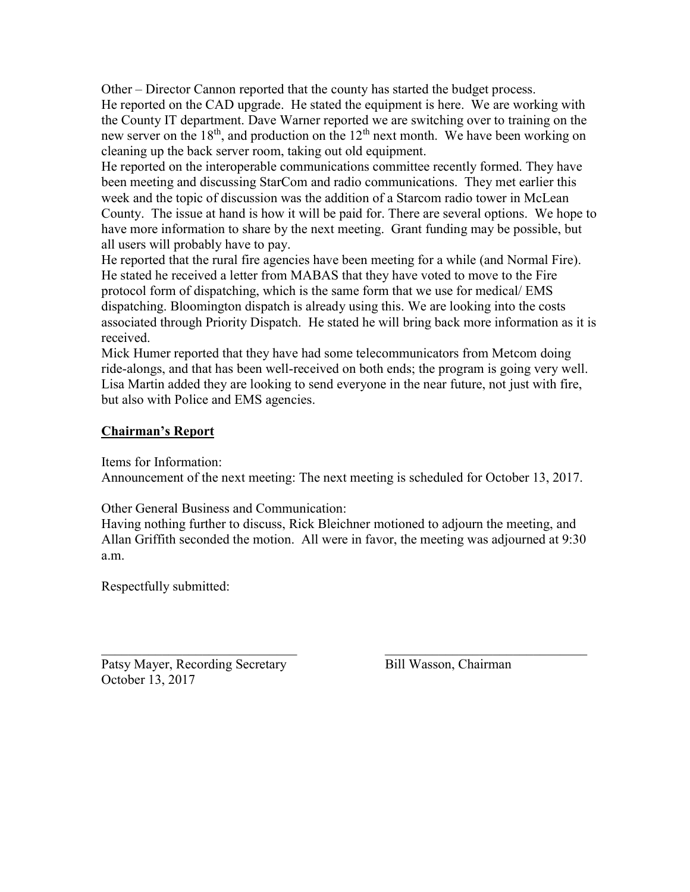Other – Director Cannon reported that the county has started the budget process.
He reported on the CAD upgrade. He stated the equipment is here. We are working with the County IT department. Dave Warner reported we are switching over to training on the new server on the 18th, and production on the 12th next month. We have been working on cleaning up the back server room, taking out old equipment.
He reported on the interoperable communications committee recently formed. They have been meeting and discussing StarCom and radio communications. They met earlier this week and the topic of discussion was the addition of a Starcom radio tower in McLean County. The issue at hand is how it will be paid for. There are several options. We hope to have more information to share by the next meeting. Grant funding may be possible, but all users will probably have to pay.
He reported that the rural fire agencies have been meeting for a while (and Normal Fire). He stated he received a letter from MABAS that they have voted to move to the Fire protocol form of dispatching, which is the same form that we use for medical/ EMS dispatching. Bloomington dispatch is already using this. We are looking into the costs associated through Priority Dispatch. He stated he will bring back more information as it is received.
Mick Humer reported that they have had some telecommunicators from Metcom doing ride-alongs, and that has been well-received on both ends; the program is going very well. Lisa Martin added they are looking to send everyone in the near future, not just with fire, but also with Police and EMS agencies.

**Chairman's Report**

Items for Information:
Announcement of the next meeting: The next meeting is scheduled for October 13, 2017.

Other General Business and Communication:
Having nothing further to discuss, Rick Bleichner motioned to adjourn the meeting, and Allan Griffith seconded the motion. All were in favor, the meeting was adjourned at 9:30 a.m.

Respectfully submitted:

\_\_\_\_\_\_\_\_\_\_\_\_\_\_\_\_\_\_\_\_\_\_\_\_\_\_\_\_\_\_\_\_ \_\_\_\_\_\_\_\_\_\_\_\_\_\_\_\_\_\_\_\_\_\_\_\_\_\_\_\_\_\_\_\_

Patsy Mayer, Recording Secretary    Bill Wasson, Chairman
October 13, 2017